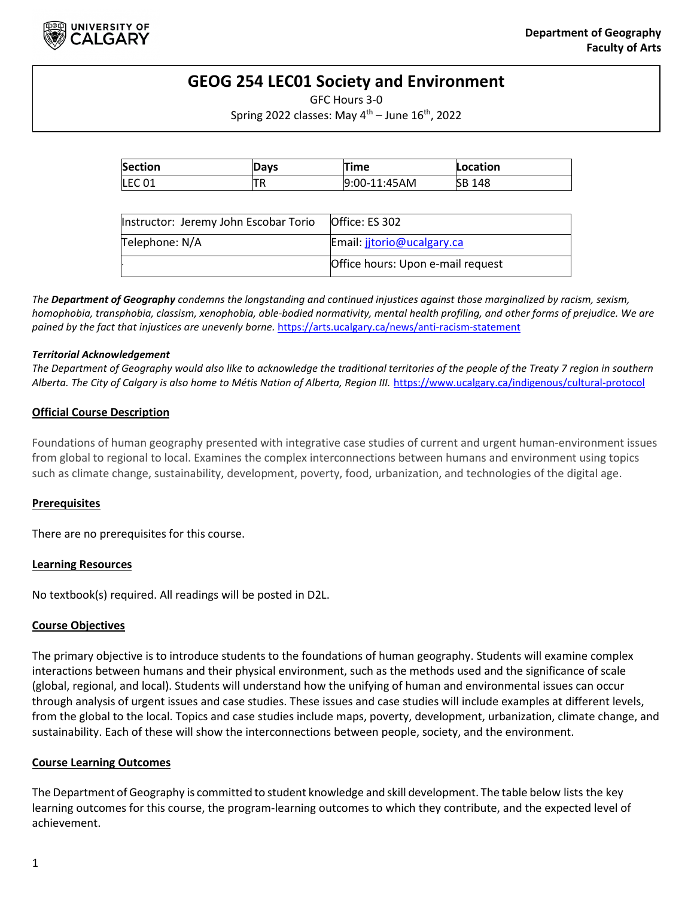Department of Geography
Faculty of Arts

# GEOG 254 LEC01 Society and Environment

GFC Hours 3-0

Spring 2022 classes: May 4th – June 16th, 2022

| Section | Days | Time | Location |
|---|---|---|---|
| LEC 01 | TR | 9:00-11:45AM | SB 148 |

| Instructor: Jeremy John Escobar Torio | Office: ES 302 |
|---|---|
| Telephone: N/A | Email: jjtorio@ucalgary.ca |
| . | Office hours: Upon e-mail request |

*The **Department of Geography** condemns the longstanding and continued injustices against those marginalized by racism, sexism, homophobia, transphobia, classism, xenophobia, able-bodied normativity, mental health profiling, and other forms of prejudice. We are pained by the fact that injustices are unevenly borne.* https://arts.ucalgary.ca/news/anti-racism-statement

***Territorial Acknowledgement***

*The Department of Geography would also like to acknowledge the traditional territories of the people of the Treaty 7 region in southern Alberta. The City of Calgary is also home to Métis Nation of Alberta, Region III.* https://www.ucalgary.ca/indigenous/cultural-protocol

## Official Course Description

Foundations of human geography presented with integrative case studies of current and urgent human-environment issues from global to regional to local. Examines the complex interconnections between humans and environment using topics such as climate change, sustainability, development, poverty, food, urbanization, and technologies of the digital age.

## Prerequisites

There are no prerequisites for this course.

## Learning Resources

No textbook(s) required. All readings will be posted in D2L.

## Course Objectives

The primary objective is to introduce students to the foundations of human geography. Students will examine complex interactions between humans and their physical environment, such as the methods used and the significance of scale (global, regional, and local). Students will understand how the unifying of human and environmental issues can occur through analysis of urgent issues and case studies. These issues and case studies will include examples at different levels, from the global to the local. Topics and case studies include maps, poverty, development, urbanization, climate change, and sustainability. Each of these will show the interconnections between people, society, and the environment.

## Course Learning Outcomes

The Department of Geography is committed to student knowledge and skill development. The table below lists the key learning outcomes for this course, the program-learning outcomes to which they contribute, and the expected level of achievement.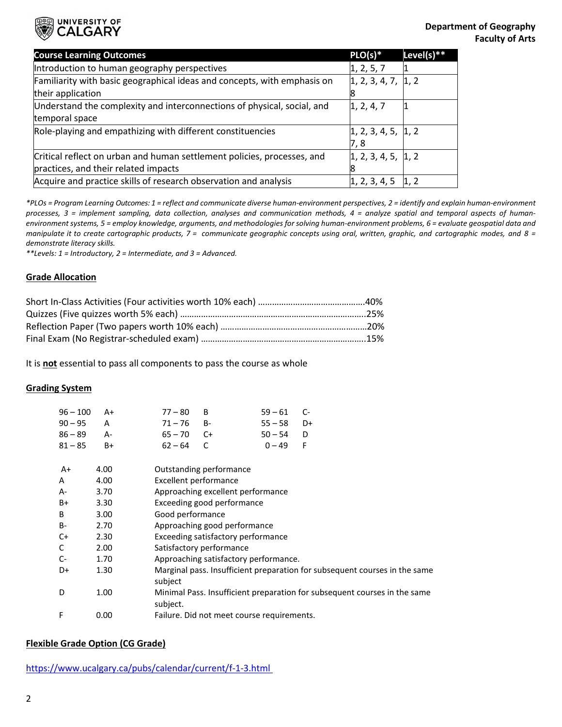| Course Learning Outcomes | PLO(s)* | Level(s)** |
| --- | --- | --- |
| Introduction to human geography perspectives | 1, 2, 5, 7 | 1 |
| Familiarity with basic geographical ideas and concepts, with emphasis on their application | 1, 2, 3, 4, 7, 8 | 1, 2 |
| Understand the complexity and interconnections of physical, social, and temporal space | 1, 2, 4, 7 | 1 |
| Role-playing and empathizing with different constituencies | 1, 2, 3, 4, 5, 7, 8 | 1, 2 |
| Critical reflect on urban and human settlement policies, processes, and practices, and their related impacts | 1, 2, 3, 4, 5, 8 | 1, 2 |
| Acquire and practice skills of research observation and analysis | 1, 2, 3, 4, 5 | 1, 2 |

*\*PLOs = Program Learning Outcomes: 1 = reflect and communicate diverse human-environment perspectives, 2 = identify and explain human-environment processes, 3 = implement sampling, data collection, analyses and communication methods, 4 = analyze spatial and temporal aspects of human-environment systems, 5 = employ knowledge, arguments, and methodologies for solving human-environment problems, 6 = evaluate geospatial data and manipulate it to create cartographic products, 7 = communicate geographic concepts using oral, written, graphic, and cartographic modes, and 8 = demonstrate literacy skills.*
*\*\*Levels: 1 = Introductory, 2 = Intermediate, and 3 = Advanced.*

## Grade Allocation

Short In-Class Activities (Four activities worth 10% each) ............................................40%
Quizzes (Five quizzes worth 5% each) ..............................................................................25%
Reflection Paper (Two papers worth 10% each) .............................................................20%
Final Exam (No Registrar-scheduled exam) .....................................................................15%

It is **not** essential to pass all components to pass the course as whole

## Grading System

| | | | | | |
| --- | --- | --- | --- | --- | --- |
| 96 – 100 | A+ | 77 – 80 | B | 59 – 61 | C- |
| 90 – 95 | A | 71 – 76 | B- | 55 – 58 | D+ |
| 86 – 89 | A- | 65 – 70 | C+ | 50 – 54 | D |
| 81 – 85 | B+ | 62 – 64 | C | 0 – 49 | F |

| | | |
| --- | --- | --- |
| A+ | 4.00 | Outstanding performance |
| A | 4.00 | Excellent performance |
| A- | 3.70 | Approaching excellent performance |
| B+ | 3.30 | Exceeding good performance |
| B | 3.00 | Good performance |
| B- | 2.70 | Approaching good performance |
| C+ | 2.30 | Exceeding satisfactory performance |
| C | 2.00 | Satisfactory performance |
| C- | 1.70 | Approaching satisfactory performance. |
| D+ | 1.30 | Marginal pass. Insufficient preparation for subsequent courses in the same subject |
| D | 1.00 | Minimal Pass. Insufficient preparation for subsequent courses in the same subject. |
| F | 0.00 | Failure. Did not meet course requirements. |

## Flexible Grade Option (CG Grade)

https://www.ucalgary.ca/pubs/calendar/current/f-1-3.html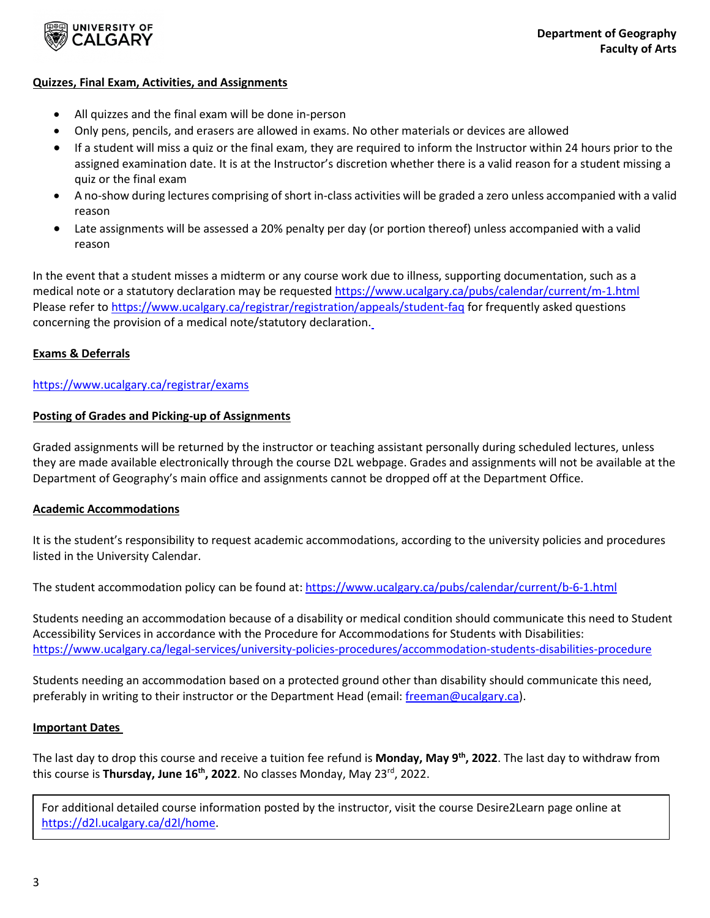## Quizzes, Final Exam, Activities, and Assignments

- All quizzes and the final exam will be done in-person
- Only pens, pencils, and erasers are allowed in exams. No other materials or devices are allowed
- If a student will miss a quiz or the final exam, they are required to inform the Instructor within 24 hours prior to the assigned examination date. It is at the Instructor's discretion whether there is a valid reason for a student missing a quiz or the final exam
- A no-show during lectures comprising of short in-class activities will be graded a zero unless accompanied with a valid reason
- Late assignments will be assessed a 20% penalty per day (or portion thereof) unless accompanied with a valid reason

In the event that a student misses a midterm or any course work due to illness, supporting documentation, such as a medical note or a statutory declaration may be requested https://www.ucalgary.ca/pubs/calendar/current/m-1.html Please refer to https://www.ucalgary.ca/registrar/registration/appeals/student-faq for frequently asked questions concerning the provision of a medical note/statutory declaration.

## Exams & Deferrals

https://www.ucalgary.ca/registrar/exams

## Posting of Grades and Picking-up of Assignments

Graded assignments will be returned by the instructor or teaching assistant personally during scheduled lectures, unless they are made available electronically through the course D2L webpage. Grades and assignments will not be available at the Department of Geography's main office and assignments cannot be dropped off at the Department Office.

## Academic Accommodations

It is the student's responsibility to request academic accommodations, according to the university policies and procedures listed in the University Calendar.

The student accommodation policy can be found at: https://www.ucalgary.ca/pubs/calendar/current/b-6-1.html

Students needing an accommodation because of a disability or medical condition should communicate this need to Student Accessibility Services in accordance with the Procedure for Accommodations for Students with Disabilities: https://www.ucalgary.ca/legal-services/university-policies-procedures/accommodation-students-disabilities-procedure

Students needing an accommodation based on a protected ground other than disability should communicate this need, preferably in writing to their instructor or the Department Head (email: freeman@ucalgary.ca).

## Important Dates

The last day to drop this course and receive a tuition fee refund is **Monday, May 9th, 2022**. The last day to withdraw from this course is **Thursday, June 16th, 2022**. No classes Monday, May 23rd, 2022.

For additional detailed course information posted by the instructor, visit the course Desire2Learn page online at https://d2l.ucalgary.ca/d2l/home.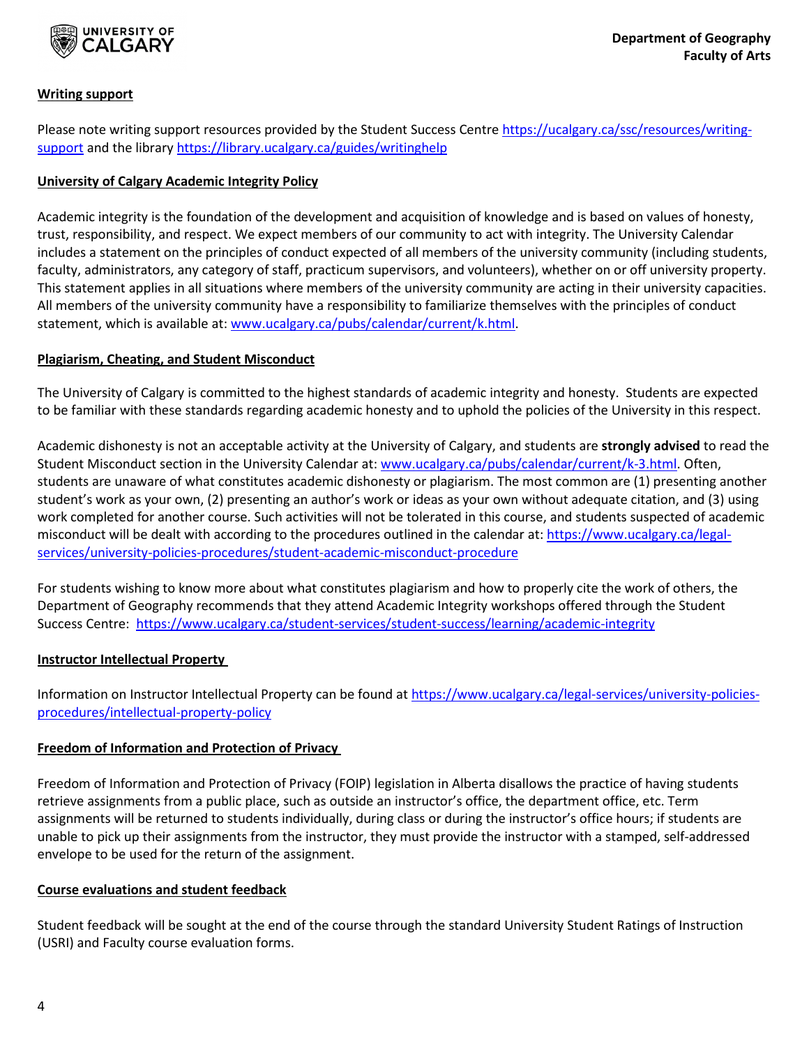## Writing support

Please note writing support resources provided by the Student Success Centre https://ucalgary.ca/ssc/resources/writing-support and the library https://library.ucalgary.ca/guides/writinghelp

## University of Calgary Academic Integrity Policy

Academic integrity is the foundation of the development and acquisition of knowledge and is based on values of honesty, trust, responsibility, and respect. We expect members of our community to act with integrity. The University Calendar includes a statement on the principles of conduct expected of all members of the university community (including students, faculty, administrators, any category of staff, practicum supervisors, and volunteers), whether on or off university property. This statement applies in all situations where members of the university community are acting in their university capacities. All members of the university community have a responsibility to familiarize themselves with the principles of conduct statement, which is available at: www.ucalgary.ca/pubs/calendar/current/k.html.

## Plagiarism, Cheating, and Student Misconduct

The University of Calgary is committed to the highest standards of academic integrity and honesty. Students are expected to be familiar with these standards regarding academic honesty and to uphold the policies of the University in this respect.

Academic dishonesty is not an acceptable activity at the University of Calgary, and students are **strongly advised** to read the Student Misconduct section in the University Calendar at: www.ucalgary.ca/pubs/calendar/current/k-3.html. Often, students are unaware of what constitutes academic dishonesty or plagiarism. The most common are (1) presenting another student's work as your own, (2) presenting an author's work or ideas as your own without adequate citation, and (3) using work completed for another course. Such activities will not be tolerated in this course, and students suspected of academic misconduct will be dealt with according to the procedures outlined in the calendar at: https://www.ucalgary.ca/legal-services/university-policies-procedures/student-academic-misconduct-procedure

For students wishing to know more about what constitutes plagiarism and how to properly cite the work of others, the Department of Geography recommends that they attend Academic Integrity workshops offered through the Student Success Centre: https://www.ucalgary.ca/student-services/student-success/learning/academic-integrity

## Instructor Intellectual Property

Information on Instructor Intellectual Property can be found at https://www.ucalgary.ca/legal-services/university-policies-procedures/intellectual-property-policy

## Freedom of Information and Protection of Privacy

Freedom of Information and Protection of Privacy (FOIP) legislation in Alberta disallows the practice of having students retrieve assignments from a public place, such as outside an instructor's office, the department office, etc. Term assignments will be returned to students individually, during class or during the instructor's office hours; if students are unable to pick up their assignments from the instructor, they must provide the instructor with a stamped, self-addressed envelope to be used for the return of the assignment.

## Course evaluations and student feedback

Student feedback will be sought at the end of the course through the standard University Student Ratings of Instruction (USRI) and Faculty course evaluation forms.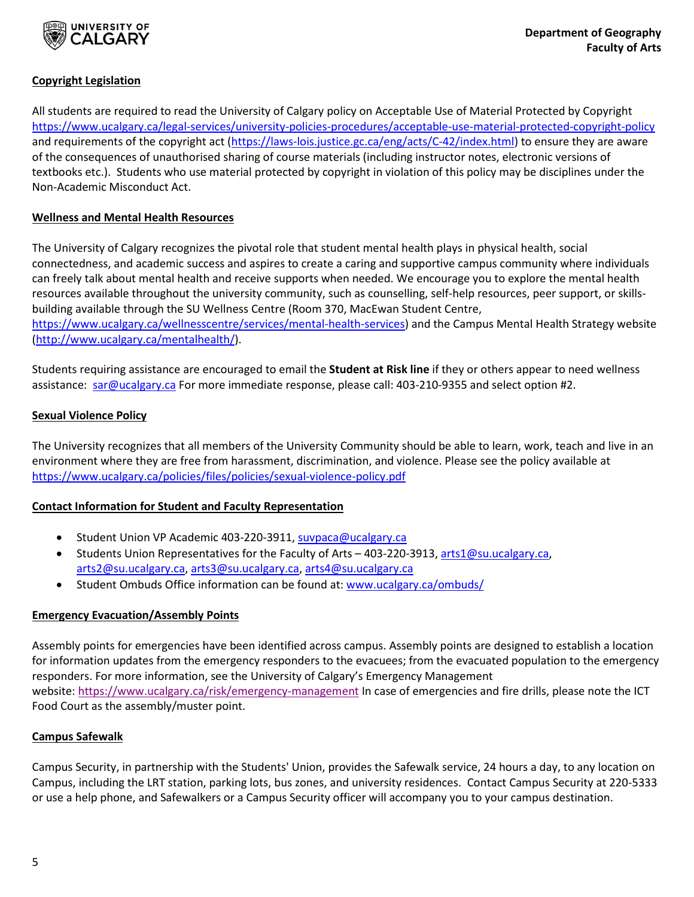## Copyright Legislation

All students are required to read the University of Calgary policy on Acceptable Use of Material Protected by Copyright https://www.ucalgary.ca/legal-services/university-policies-procedures/acceptable-use-material-protected-copyright-policy and requirements of the copyright act (https://laws-lois.justice.gc.ca/eng/acts/C-42/index.html) to ensure they are aware of the consequences of unauthorised sharing of course materials (including instructor notes, electronic versions of textbooks etc.). Students who use material protected by copyright in violation of this policy may be disciplines under the Non-Academic Misconduct Act.

## Wellness and Mental Health Resources

The University of Calgary recognizes the pivotal role that student mental health plays in physical health, social connectedness, and academic success and aspires to create a caring and supportive campus community where individuals can freely talk about mental health and receive supports when needed. We encourage you to explore the mental health resources available throughout the university community, such as counselling, self-help resources, peer support, or skills-building available through the SU Wellness Centre (Room 370, MacEwan Student Centre, https://www.ucalgary.ca/wellnesscentre/services/mental-health-services) and the Campus Mental Health Strategy website (http://www.ucalgary.ca/mentalhealth/).

Students requiring assistance are encouraged to email the **Student at Risk line** if they or others appear to need wellness assistance: sar@ucalgary.ca For more immediate response, please call: 403-210-9355 and select option #2.

## Sexual Violence Policy

The University recognizes that all members of the University Community should be able to learn, work, teach and live in an environment where they are free from harassment, discrimination, and violence. Please see the policy available at https://www.ucalgary.ca/policies/files/policies/sexual-violence-policy.pdf

## Contact Information for Student and Faculty Representation

- Student Union VP Academic 403-220-3911, suvpaca@ucalgary.ca
- Students Union Representatives for the Faculty of Arts – 403-220-3913, arts1@su.ucalgary.ca, arts2@su.ucalgary.ca, arts3@su.ucalgary.ca, arts4@su.ucalgary.ca
- Student Ombuds Office information can be found at: www.ucalgary.ca/ombuds/

## Emergency Evacuation/Assembly Points

Assembly points for emergencies have been identified across campus. Assembly points are designed to establish a location for information updates from the emergency responders to the evacuees; from the evacuated population to the emergency responders. For more information, see the University of Calgary's Emergency Management website: https://www.ucalgary.ca/risk/emergency-management In case of emergencies and fire drills, please note the ICT Food Court as the assembly/muster point.

## Campus Safewalk

Campus Security, in partnership with the Students' Union, provides the Safewalk service, 24 hours a day, to any location on Campus, including the LRT station, parking lots, bus zones, and university residences. Contact Campus Security at 220-5333 or use a help phone, and Safewalkers or a Campus Security officer will accompany you to your campus destination.